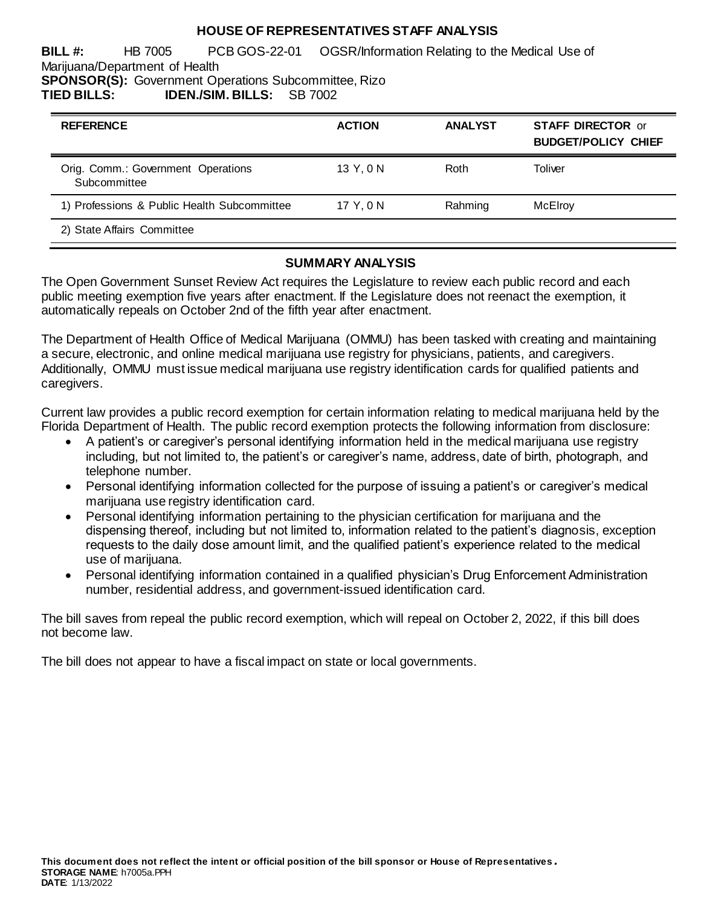# HOUSE OF REPRESENTATIVES STAFF ANALYSIS

**BILL #:** HB 7005 PCB GOS-22-01 OGSR/Information Relating to the Medical Use of Marijuana/Department of Health
**SPONSOR(S):** Government Operations Subcommittee, Rizo
**TIED BILLS:** **IDEN./SIM. BILLS:** SB 7002

| REFERENCE | ACTION | ANALYST | STAFF DIRECTOR or BUDGET/POLICY CHIEF |
|---|---|---|---|
| Orig. Comm.: Government Operations Subcommittee | 13 Y, 0 N | Roth | Toliver |
| 1) Professions & Public Health Subcommittee | 17 Y, 0 N | Rahming | McElroy |
| 2) State Affairs Committee | | | |

## SUMMARY ANALYSIS

The Open Government Sunset Review Act requires the Legislature to review each public record and each public meeting exemption five years after enactment. If the Legislature does not reenact the exemption, it automatically repeals on October 2nd of the fifth year after enactment.

The Department of Health Office of Medical Marijuana (OMMU) has been tasked with creating and maintaining a secure, electronic, and online medical marijuana use registry for physicians, patients, and caregivers. Additionally, OMMU must issue medical marijuana use registry identification cards for qualified patients and caregivers.

Current law provides a public record exemption for certain information relating to medical marijuana held by the Florida Department of Health. The public record exemption protects the following information from disclosure:

- A patient's or caregiver's personal identifying information held in the medical marijuana use registry including, but not limited to, the patient's or caregiver's name, address, date of birth, photograph, and telephone number.
- Personal identifying information collected for the purpose of issuing a patient's or caregiver's medical marijuana use registry identification card.
- Personal identifying information pertaining to the physician certification for marijuana and the dispensing thereof, including but not limited to, information related to the patient's diagnosis, exception requests to the daily dose amount limit, and the qualified patient's experience related to the medical use of marijuana.
- Personal identifying information contained in a qualified physician's Drug Enforcement Administration number, residential address, and government-issued identification card.

The bill saves from repeal the public record exemption, which will repeal on October 2, 2022, if this bill does not become law.

The bill does not appear to have a fiscal impact on state or local governments.

**This document does not reflect the intent or official position of the bill sponsor or House of Representatives.**
**STORAGE NAME**: h7005a.PPH
**DATE**: 1/13/2022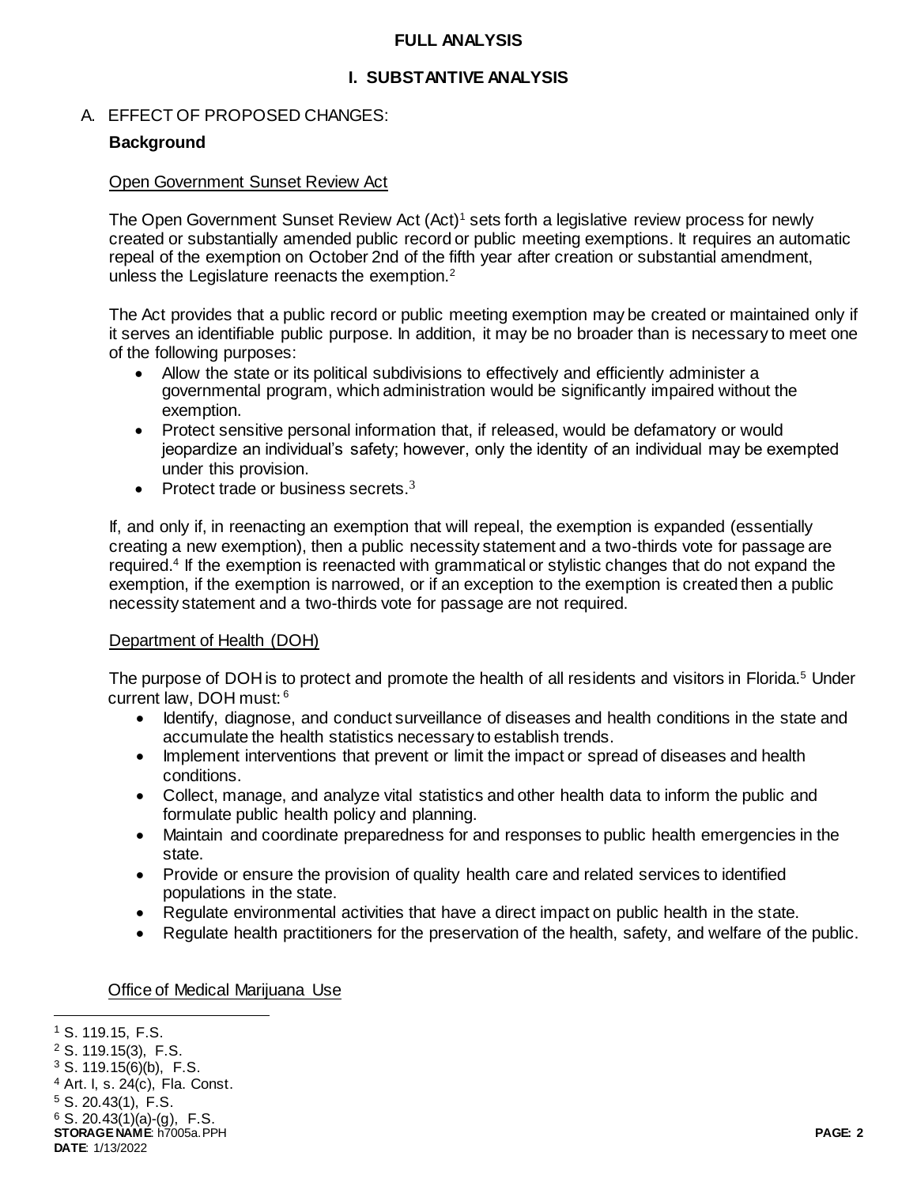# FULL ANALYSIS

## I. SUBSTANTIVE ANALYSIS

### A. EFFECT OF PROPOSED CHANGES:

**Background**

Open Government Sunset Review Act

The Open Government Sunset Review Act (Act)[1] sets forth a legislative review process for newly created or substantially amended public record or public meeting exemptions. It requires an automatic repeal of the exemption on October 2nd of the fifth year after creation or substantial amendment, unless the Legislature reenacts the exemption.[2]

The Act provides that a public record or public meeting exemption may be created or maintained only if it serves an identifiable public purpose. In addition, it may be no broader than is necessary to meet one of the following purposes:

- Allow the state or its political subdivisions to effectively and efficiently administer a governmental program, which administration would be significantly impaired without the exemption.
- Protect sensitive personal information that, if released, would be defamatory or would jeopardize an individual's safety; however, only the identity of an individual may be exempted under this provision.
- Protect trade or business secrets.[3]

If, and only if, in reenacting an exemption that will repeal, the exemption is expanded (essentially creating a new exemption), then a public necessity statement and a two-thirds vote for passage are required.[4] If the exemption is reenacted with grammatical or stylistic changes that do not expand the exemption, if the exemption is narrowed, or if an exception to the exemption is created then a public necessity statement and a two-thirds vote for passage are not required.

Department of Health (DOH)

The purpose of DOH is to protect and promote the health of all residents and visitors in Florida.[5] Under current law, DOH must:[6]

- Identify, diagnose, and conduct surveillance of diseases and health conditions in the state and accumulate the health statistics necessary to establish trends.
- Implement interventions that prevent or limit the impact or spread of diseases and health conditions.
- Collect, manage, and analyze vital statistics and other health data to inform the public and formulate public health policy and planning.
- Maintain and coordinate preparedness for and responses to public health emergencies in the state.
- Provide or ensure the provision of quality health care and related services to identified populations in the state.
- Regulate environmental activities that have a direct impact on public health in the state.
- Regulate health practitioners for the preservation of the health, safety, and welfare of the public.

Office of Medical Marijuana Use

---

[1] S. 119.15, F.S.
[2] S. 119.15(3), F.S.
[3] S. 119.15(6)(b), F.S.
[4] Art. I, s. 24(c), Fla. Const.
[5] S. 20.43(1), F.S.
[6] S. 20.43(1)(a)-(g), F.S.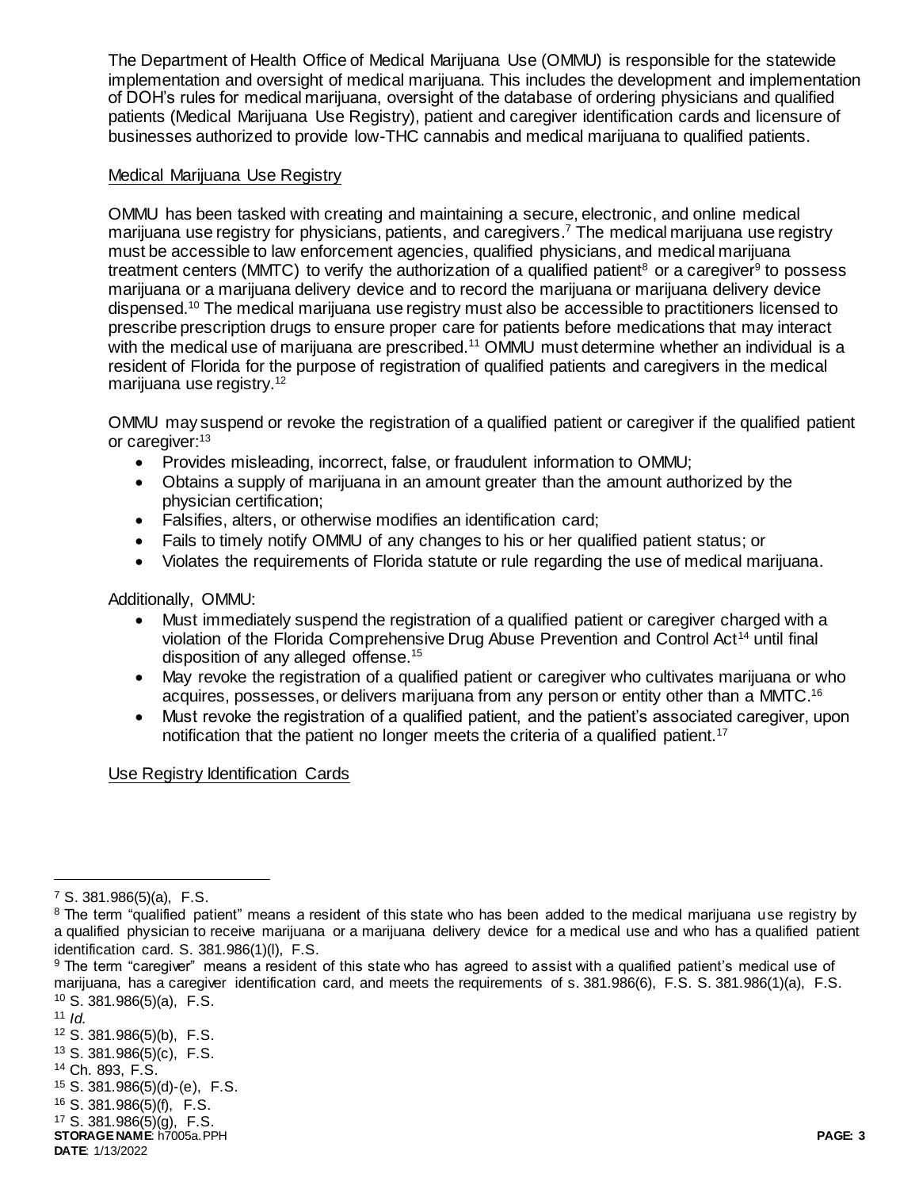The Department of Health Office of Medical Marijuana Use (OMMU) is responsible for the statewide implementation and oversight of medical marijuana. This includes the development and implementation of DOH's rules for medical marijuana, oversight of the database of ordering physicians and qualified patients (Medical Marijuana Use Registry), patient and caregiver identification cards and licensure of businesses authorized to provide low-THC cannabis and medical marijuana to qualified patients.

Medical Marijuana Use Registry

OMMU has been tasked with creating and maintaining a secure, electronic, and online medical marijuana use registry for physicians, patients, and caregivers.[7] The medical marijuana use registry must be accessible to law enforcement agencies, qualified physicians, and medical marijuana treatment centers (MMTC) to verify the authorization of a qualified patient[8] or a caregiver[9] to possess marijuana or a marijuana delivery device and to record the marijuana or marijuana delivery device dispensed.[10] The medical marijuana use registry must also be accessible to practitioners licensed to prescribe prescription drugs to ensure proper care for patients before medications that may interact with the medical use of marijuana are prescribed.[11] OMMU must determine whether an individual is a resident of Florida for the purpose of registration of qualified patients and caregivers in the medical marijuana use registry.[12]

OMMU may suspend or revoke the registration of a qualified patient or caregiver if the qualified patient or caregiver:[13]

- Provides misleading, incorrect, false, or fraudulent information to OMMU;
- Obtains a supply of marijuana in an amount greater than the amount authorized by the physician certification;
- Falsifies, alters, or otherwise modifies an identification card;
- Fails to timely notify OMMU of any changes to his or her qualified patient status; or
- Violates the requirements of Florida statute or rule regarding the use of medical marijuana.

Additionally, OMMU:

- Must immediately suspend the registration of a qualified patient or caregiver charged with a violation of the Florida Comprehensive Drug Abuse Prevention and Control Act[14] until final disposition of any alleged offense.[15]
- May revoke the registration of a qualified patient or caregiver who cultivates marijuana or who acquires, possesses, or delivers marijuana from any person or entity other than a MMTC.[16]
- Must revoke the registration of a qualified patient, and the patient's associated caregiver, upon notification that the patient no longer meets the criteria of a qualified patient.[17]

Use Registry Identification Cards

---

[7] S. 381.986(5)(a), F.S.

[8] The term "qualified patient" means a resident of this state who has been added to the medical marijuana use registry by a qualified physician to receive marijuana or a marijuana delivery device for a medical use and who has a qualified patient identification card. S. 381.986(1)(l), F.S.

[9] The term "caregiver" means a resident of this state who has agreed to assist with a qualified patient's medical use of marijuana, has a caregiver identification card, and meets the requirements of s. 381.986(6), F.S. S. 381.986(1)(a), F.S.

[10] S. 381.986(5)(a), F.S.

[11] *Id.*

[12] S. 381.986(5)(b), F.S.

[13] S. 381.986(5)(c), F.S.

[14] Ch. 893, F.S.

[15] S. 381.986(5)(d)-(e), F.S.

[16] S. 381.986(5)(f), F.S.

[17] S. 381.986(5)(g), F.S.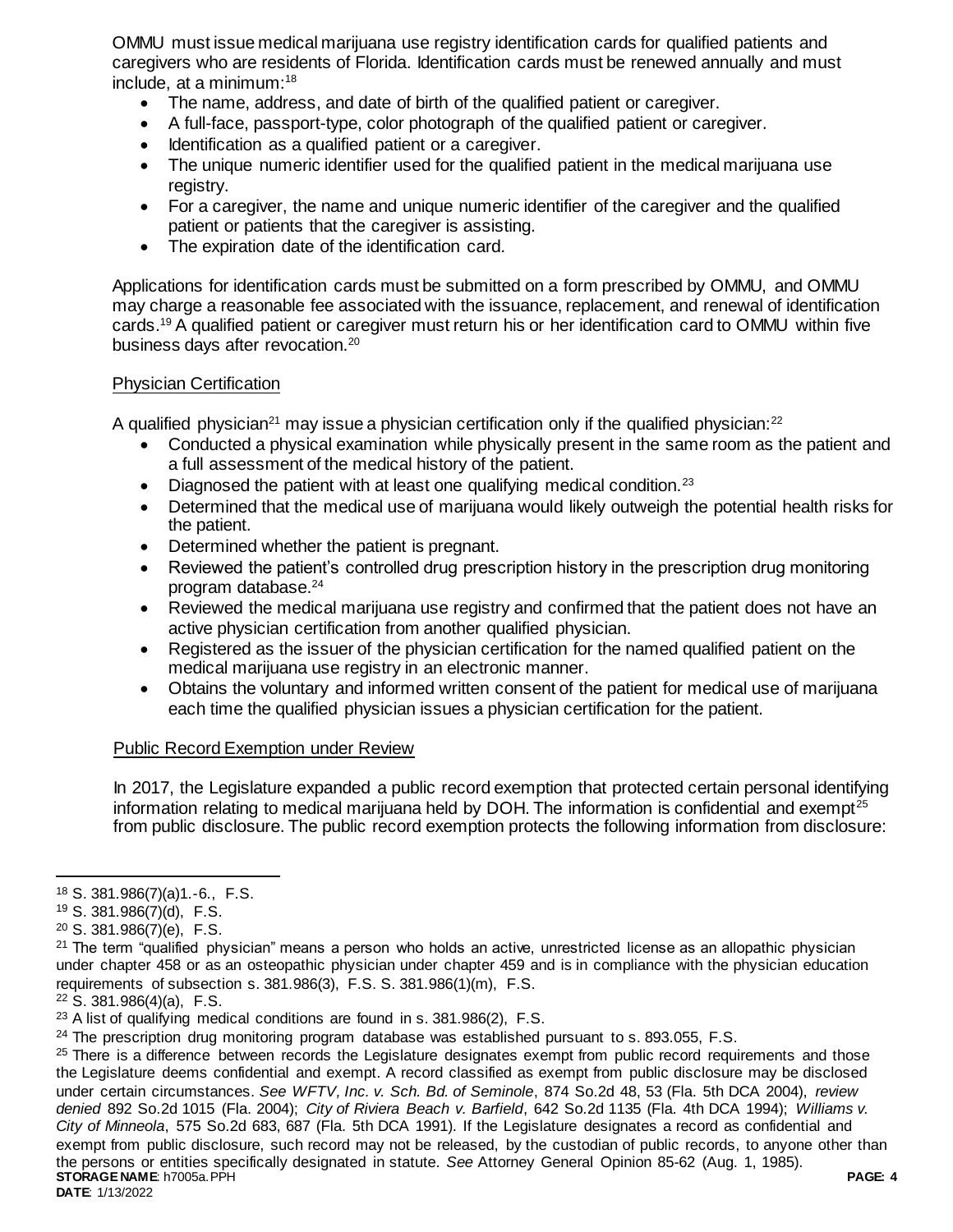OMMU must issue medical marijuana use registry identification cards for qualified patients and caregivers who are residents of Florida. Identification cards must be renewed annually and must include, at a minimum:[18]

- The name, address, and date of birth of the qualified patient or caregiver.
- A full-face, passport-type, color photograph of the qualified patient or caregiver.
- Identification as a qualified patient or a caregiver.
- The unique numeric identifier used for the qualified patient in the medical marijuana use registry.
- For a caregiver, the name and unique numeric identifier of the caregiver and the qualified patient or patients that the caregiver is assisting.
- The expiration date of the identification card.

Applications for identification cards must be submitted on a form prescribed by OMMU, and OMMU may charge a reasonable fee associated with the issuance, replacement, and renewal of identification cards.[19] A qualified patient or caregiver must return his or her identification card to OMMU within five business days after revocation.[20]

Physician Certification

A qualified physician[21] may issue a physician certification only if the qualified physician:[22]

- Conducted a physical examination while physically present in the same room as the patient and a full assessment of the medical history of the patient.
- Diagnosed the patient with at least one qualifying medical condition.[23]
- Determined that the medical use of marijuana would likely outweigh the potential health risks for the patient.
- Determined whether the patient is pregnant.
- Reviewed the patient's controlled drug prescription history in the prescription drug monitoring program database.[24]
- Reviewed the medical marijuana use registry and confirmed that the patient does not have an active physician certification from another qualified physician.
- Registered as the issuer of the physician certification for the named qualified patient on the medical marijuana use registry in an electronic manner.
- Obtains the voluntary and informed written consent of the patient for medical use of marijuana each time the qualified physician issues a physician certification for the patient.

Public Record Exemption under Review

In 2017, the Legislature expanded a public record exemption that protected certain personal identifying information relating to medical marijuana held by DOH. The information is confidential and exempt[25] from public disclosure. The public record exemption protects the following information from disclosure:

---

[18] S. 381.986(7)(a)1.-6., F.S.

[19] S. 381.986(7)(d), F.S.

[20] S. 381.986(7)(e), F.S.

[21] The term "qualified physician" means a person who holds an active, unrestricted license as an allopathic physician under chapter 458 or as an osteopathic physician under chapter 459 and is in compliance with the physician education requirements of subsection s. 381.986(3), F.S. S. 381.986(1)(m), F.S.

[22] S. 381.986(4)(a), F.S.

[23] A list of qualifying medical conditions are found in s. 381.986(2), F.S.

[24] The prescription drug monitoring program database was established pursuant to s. 893.055, F.S.

[25] There is a difference between records the Legislature designates exempt from public record requirements and those the Legislature deems confidential and exempt. A record classified as exempt from public disclosure may be disclosed under certain circumstances. *See WFTV, Inc. v. Sch. Bd. of Seminole*, 874 So.2d 48, 53 (Fla. 5th DCA 2004), *review denied* 892 So.2d 1015 (Fla. 2004); *City of Riviera Beach v. Barfield*, 642 So.2d 1135 (Fla. 4th DCA 1994); *Williams v. City of Minneola*, 575 So.2d 683, 687 (Fla. 5th DCA 1991). If the Legislature designates a record as confidential and exempt from public disclosure, such record may not be released, by the custodian of public records, to anyone other than the persons or entities specifically designated in statute. *See* Attorney General Opinion 85-62 (Aug. 1, 1985).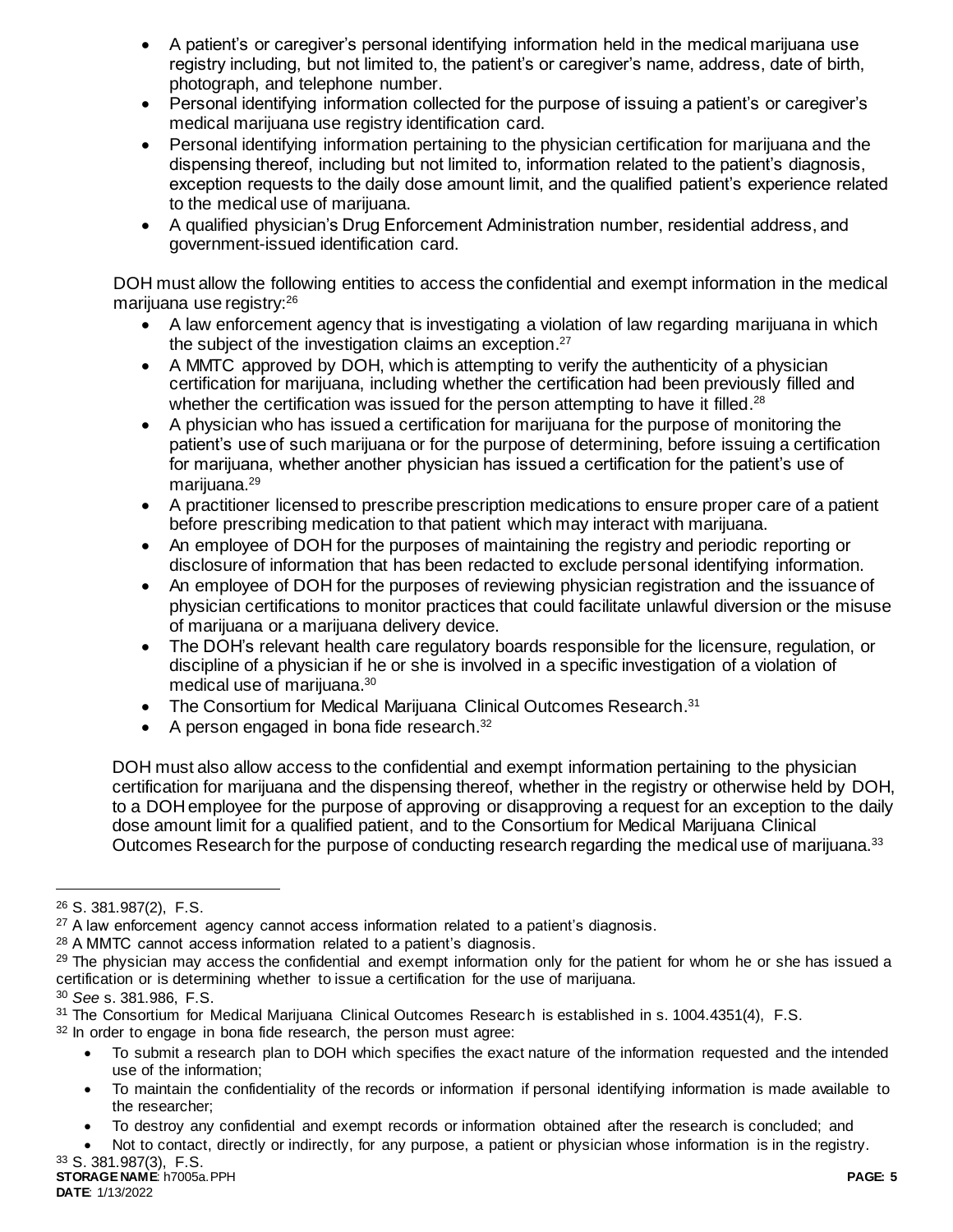- A patient's or caregiver's personal identifying information held in the medical marijuana use registry including, but not limited to, the patient's or caregiver's name, address, date of birth, photograph, and telephone number.
- Personal identifying information collected for the purpose of issuing a patient's or caregiver's medical marijuana use registry identification card.
- Personal identifying information pertaining to the physician certification for marijuana and the dispensing thereof, including but not limited to, information related to the patient's diagnosis, exception requests to the daily dose amount limit, and the qualified patient's experience related to the medical use of marijuana.
- A qualified physician's Drug Enforcement Administration number, residential address, and government-issued identification card.

DOH must allow the following entities to access the confidential and exempt information in the medical marijuana use registry:[26]

- A law enforcement agency that is investigating a violation of law regarding marijuana in which the subject of the investigation claims an exception.[27]
- A MMTC approved by DOH, which is attempting to verify the authenticity of a physician certification for marijuana, including whether the certification had been previously filled and whether the certification was issued for the person attempting to have it filled.[28]
- A physician who has issued a certification for marijuana for the purpose of monitoring the patient's use of such marijuana or for the purpose of determining, before issuing a certification for marijuana, whether another physician has issued a certification for the patient's use of marijuana.[29]
- A practitioner licensed to prescribe prescription medications to ensure proper care of a patient before prescribing medication to that patient which may interact with marijuana.
- An employee of DOH for the purposes of maintaining the registry and periodic reporting or disclosure of information that has been redacted to exclude personal identifying information.
- An employee of DOH for the purposes of reviewing physician registration and the issuance of physician certifications to monitor practices that could facilitate unlawful diversion or the misuse of marijuana or a marijuana delivery device.
- The DOH's relevant health care regulatory boards responsible for the licensure, regulation, or discipline of a physician if he or she is involved in a specific investigation of a violation of medical use of marijuana.[30]
- The Consortium for Medical Marijuana Clinical Outcomes Research.[31]
- A person engaged in bona fide research.[32]

DOH must also allow access to the confidential and exempt information pertaining to the physician certification for marijuana and the dispensing thereof, whether in the registry or otherwise held by DOH, to a DOH employee for the purpose of approving or disapproving a request for an exception to the daily dose amount limit for a qualified patient, and to the Consortium for Medical Marijuana Clinical Outcomes Research for the purpose of conducting research regarding the medical use of marijuana.[33]

---

[26] S. 381.987(2), F.S.

[27] A law enforcement agency cannot access information related to a patient's diagnosis.

[28] A MMTC cannot access information related to a patient's diagnosis.

[29] The physician may access the confidential and exempt information only for the patient for whom he or she has issued a certification or is determining whether to issue a certification for the use of marijuana.

[30] *See* s. 381.986, F.S.

[31] The Consortium for Medical Marijuana Clinical Outcomes Research is established in s. 1004.4351(4), F.S.

[32] In order to engage in bona fide research, the person must agree:

- To submit a research plan to DOH which specifies the exact nature of the information requested and the intended use of the information;
- To maintain the confidentiality of the records or information if personal identifying information is made available to the researcher;
- To destroy any confidential and exempt records or information obtained after the research is concluded; and
- Not to contact, directly or indirectly, for any purpose, a patient or physician whose information is in the registry.

[33] S. 381.987(3), F.S.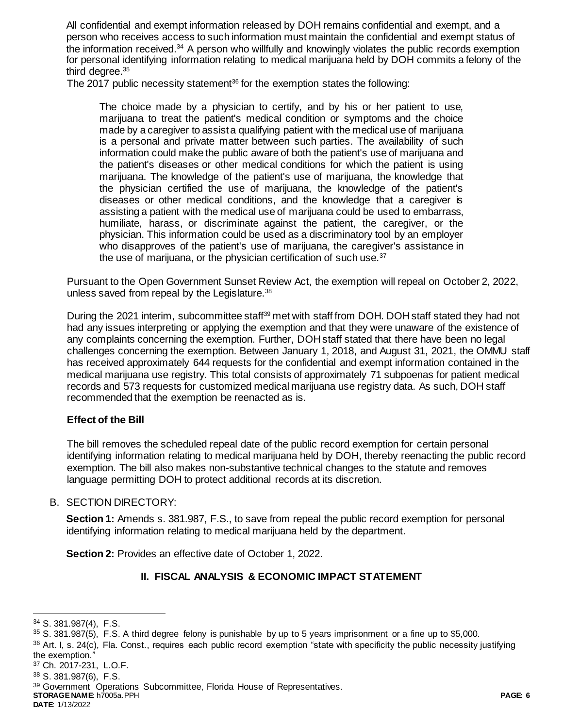All confidential and exempt information released by DOH remains confidential and exempt, and a person who receives access to such information must maintain the confidential and exempt status of the information received.[34] A person who willfully and knowingly violates the public records exemption for personal identifying information relating to medical marijuana held by DOH commits a felony of the third degree.[35]

The 2017 public necessity statement[36] for the exemption states the following:

> The choice made by a physician to certify, and by his or her patient to use, marijuana to treat the patient's medical condition or symptoms and the choice made by a caregiver to assist a qualifying patient with the medical use of marijuana is a personal and private matter between such parties. The availability of such information could make the public aware of both the patient's use of marijuana and the patient's diseases or other medical conditions for which the patient is using marijuana. The knowledge of the patient's use of marijuana, the knowledge that the physician certified the use of marijuana, the knowledge of the patient's diseases or other medical conditions, and the knowledge that a caregiver is assisting a patient with the medical use of marijuana could be used to embarrass, humiliate, harass, or discriminate against the patient, the caregiver, or the physician. This information could be used as a discriminatory tool by an employer who disapproves of the patient's use of marijuana, the caregiver's assistance in the use of marijuana, or the physician certification of such use.[37]

Pursuant to the Open Government Sunset Review Act, the exemption will repeal on October 2, 2022, unless saved from repeal by the Legislature.[38]

During the 2021 interim, subcommittee staff[39] met with staff from DOH. DOH staff stated they had not had any issues interpreting or applying the exemption and that they were unaware of the existence of any complaints concerning the exemption. Further, DOH staff stated that there have been no legal challenges concerning the exemption. Between January 1, 2018, and August 31, 2021, the OMMU staff has received approximately 644 requests for the confidential and exempt information contained in the medical marijuana use registry. This total consists of approximately 71 subpoenas for patient medical records and 573 requests for customized medical marijuana use registry data. As such, DOH staff recommended that the exemption be reenacted as is.

### Effect of the Bill

The bill removes the scheduled repeal date of the public record exemption for certain personal identifying information relating to medical marijuana held by DOH, thereby reenacting the public record exemption. The bill also makes non-substantive technical changes to the statute and removes language permitting DOH to protect additional records at its discretion.

## B. SECTION DIRECTORY:

**Section 1:** Amends s. 381.987, F.S., to save from repeal the public record exemption for personal identifying information relating to medical marijuana held by the department.

**Section 2:** Provides an effective date of October 1, 2022.

# II. FISCAL ANALYSIS & ECONOMIC IMPACT STATEMENT

---

[34] S. 381.987(4), F.S.

[35] S. 381.987(5), F.S. A third degree felony is punishable by up to 5 years imprisonment or a fine up to $5,000.

[36] Art. I, s. 24(c), Fla. Const., requires each public record exemption "state with specificity the public necessity justifying the exemption."

[37] Ch. 2017-231, L.O.F.

[38] S. 381.987(6), F.S.

[39] Government Operations Subcommittee, Florida House of Representatives.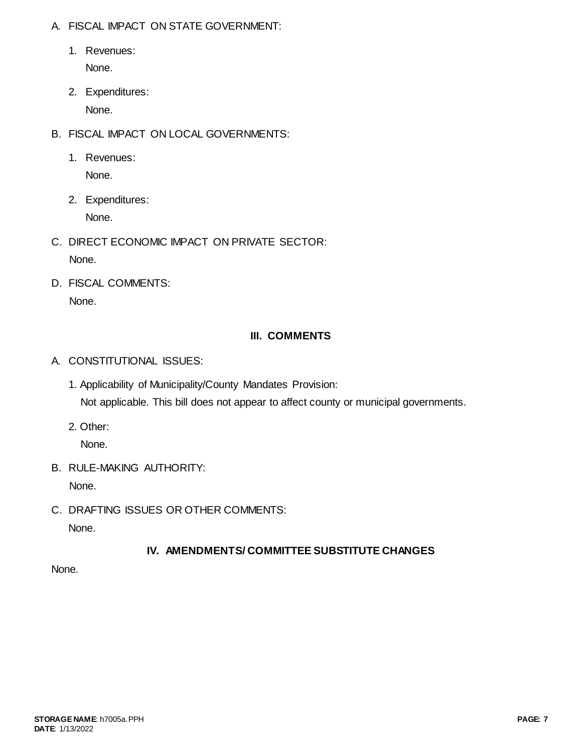A. FISCAL IMPACT ON STATE GOVERNMENT:

1. Revenues:

   None.

2. Expenditures:

   None.

B. FISCAL IMPACT ON LOCAL GOVERNMENTS:

1. Revenues:

   None.

2. Expenditures:

   None.

C. DIRECT ECONOMIC IMPACT ON PRIVATE SECTOR:

None.

D. FISCAL COMMENTS:

None.

## III. COMMENTS

A. CONSTITUTIONAL ISSUES:

1. Applicability of Municipality/County Mandates Provision:

   Not applicable. This bill does not appear to affect county or municipal governments.

2. Other:

   None.

B. RULE-MAKING AUTHORITY:

None.

C. DRAFTING ISSUES OR OTHER COMMENTS:

None.

## IV. AMENDMENTS/ COMMITTEE SUBSTITUTE CHANGES

None.